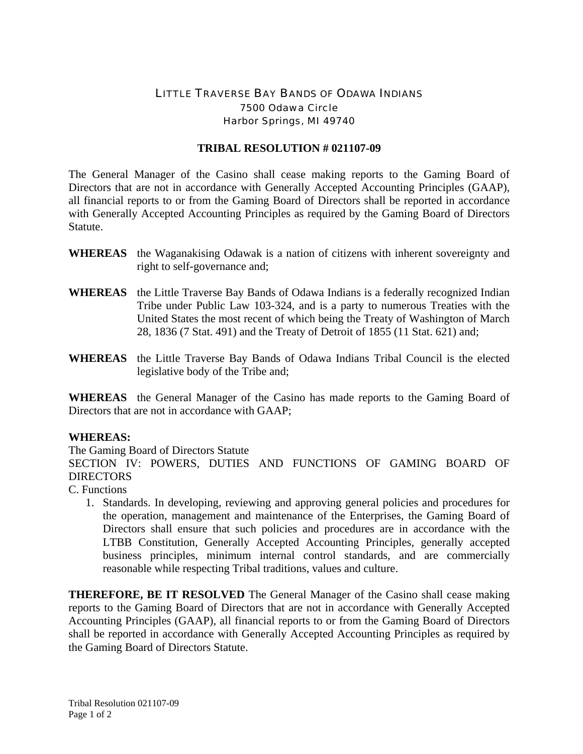# LITTLE TRAVERSE BAY BANDS OF ODAWA INDIANS

7500 Odawa Circle
Harbor Springs, MI 49740

## TRIBAL RESOLUTION # 021107-09

The General Manager of the Casino shall cease making reports to the Gaming Board of Directors that are not in accordance with Generally Accepted Accounting Principles (GAAP), all financial reports to or from the Gaming Board of Directors shall be reported in accordance with Generally Accepted Accounting Principles as required by the Gaming Board of Directors Statute.

**WHEREAS** the Waganakising Odawak is a nation of citizens with inherent sovereignty and right to self-governance and;

**WHEREAS** the Little Traverse Bay Bands of Odawa Indians is a federally recognized Indian Tribe under Public Law 103-324, and is a party to numerous Treaties with the United States the most recent of which being the Treaty of Washington of March 28, 1836 (7 Stat. 491) and the Treaty of Detroit of 1855 (11 Stat. 621) and;

**WHEREAS** the Little Traverse Bay Bands of Odawa Indians Tribal Council is the elected legislative body of the Tribe and;

**WHEREAS** the General Manager of the Casino has made reports to the Gaming Board of Directors that are not in accordance with GAAP;

**WHEREAS:**
The Gaming Board of Directors Statute
SECTION IV: POWERS, DUTIES AND FUNCTIONS OF GAMING BOARD OF DIRECTORS
C. Functions

1. Standards. In developing, reviewing and approving general policies and procedures for the operation, management and maintenance of the Enterprises, the Gaming Board of Directors shall ensure that such policies and procedures are in accordance with the LTBB Constitution, Generally Accepted Accounting Principles, generally accepted business principles, minimum internal control standards, and are commercially reasonable while respecting Tribal traditions, values and culture.

**THEREFORE, BE IT RESOLVED** The General Manager of the Casino shall cease making reports to the Gaming Board of Directors that are not in accordance with Generally Accepted Accounting Principles (GAAP), all financial reports to or from the Gaming Board of Directors shall be reported in accordance with Generally Accepted Accounting Principles as required by the Gaming Board of Directors Statute.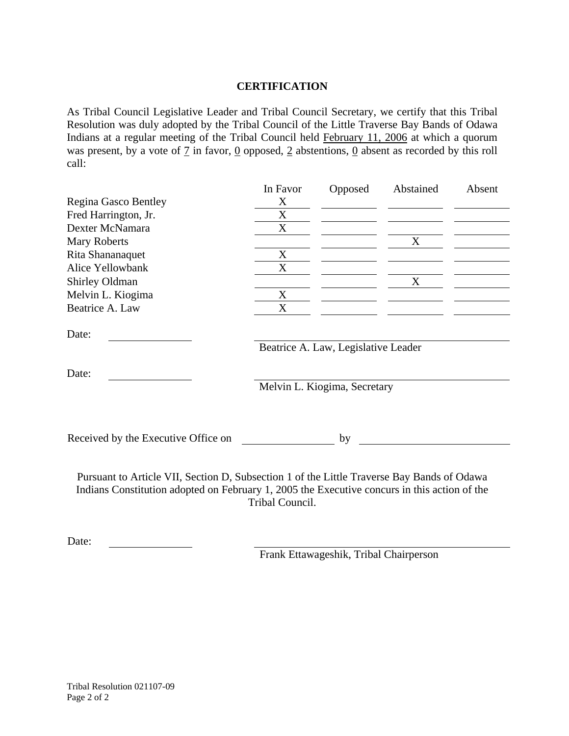## CERTIFICATION

As Tribal Council Legislative Leader and Tribal Council Secretary, we certify that this Tribal Resolution was duly adopted by the Tribal Council of the Little Traverse Bay Bands of Odawa Indians at a regular meeting of the Tribal Council held February 11, 2006 at which a quorum was present, by a vote of 7 in favor, 0 opposed, 2 abstentions, 0 absent as recorded by this roll call:

| | In Favor | Opposed | Abstained | Absent |
|---|---|---|---|---|
| Regina Gasco Bentley | X | | | |
| Fred Harrington, Jr. | X | | | |
| Dexter McNamara | X | | | |
| Mary Roberts | | | X | |
| Rita Shananaquet | X | | | |
| Alice Yellowbank | X | | | |
| Shirley Oldman | | | X | |
| Melvin L. Kiogima | X | | | |
| Beatrice A. Law | X | | | |

Date: ______________

Beatrice A. Law, Legislative Leader

Date: ______________

Melvin L. Kiogima, Secretary

Received by the Executive Office on ______________ by ______________________

Pursuant to Article VII, Section D, Subsection 1 of the Little Traverse Bay Bands of Odawa Indians Constitution adopted on February 1, 2005 the Executive concurs in this action of the Tribal Council.

Date: ______________

Frank Ettawageshik, Tribal Chairperson

Tribal Resolution 021107-09